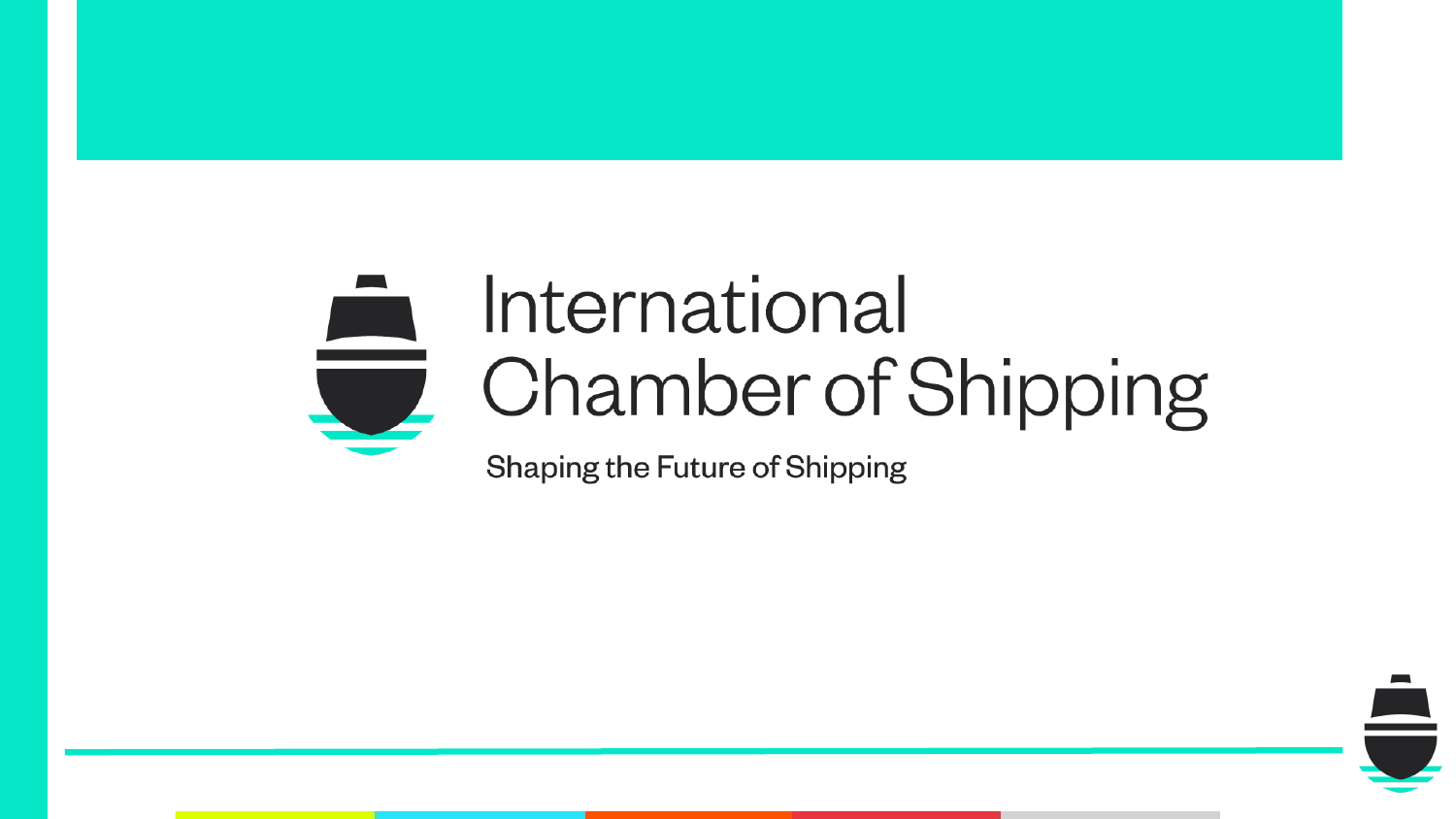# International Chamber of Shipping

Shaping the Future of Shipping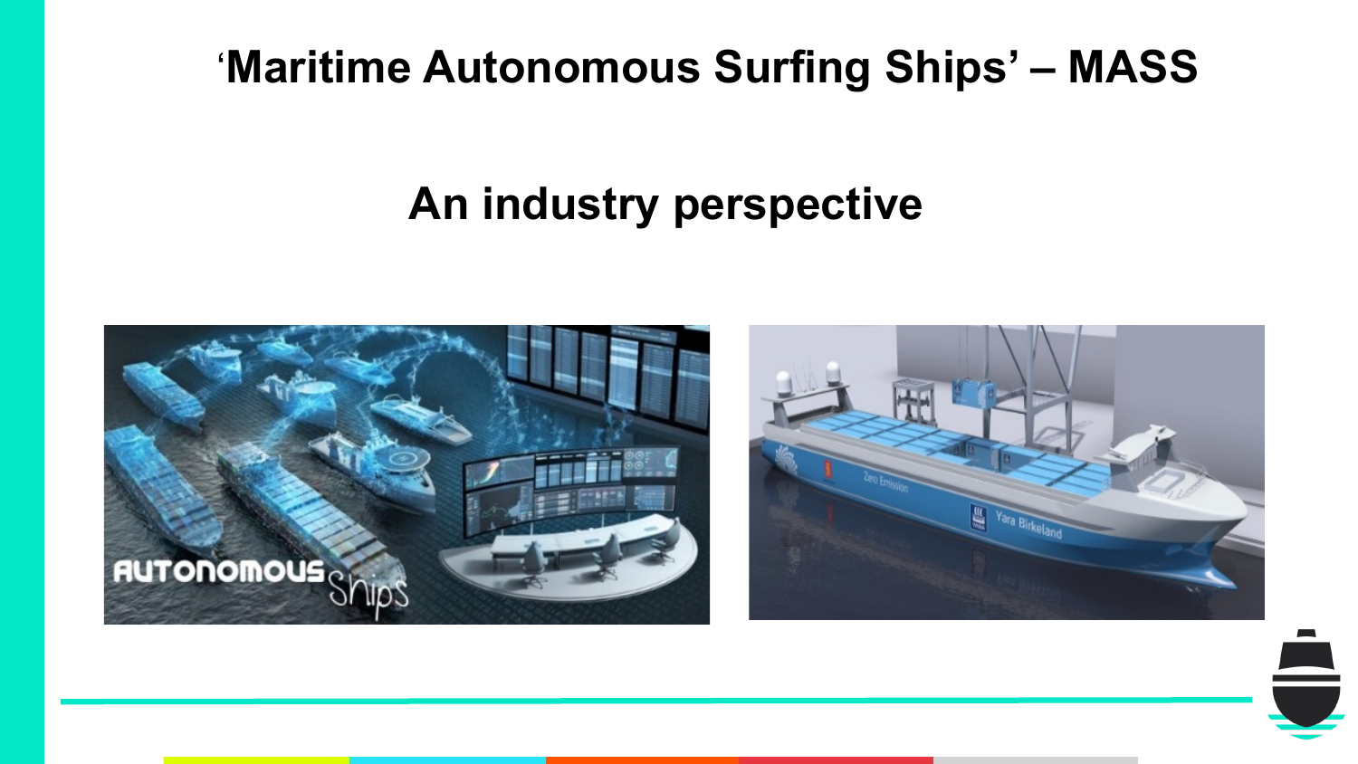# ‘Maritime Autonomous Surfing Ships’ – MASS

## An industry perspective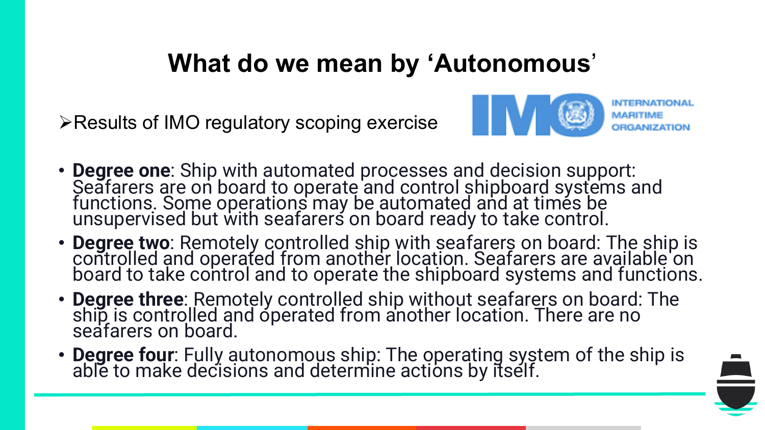# What do we mean by 'Autonomous'

- Results of IMO regulatory scoping exercise

INTERNATIONAL MARITIME ORGANIZATION

- **Degree one**: Ship with automated processes and decision support: Seafarers are on board to operate and control shipboard systems and functions. Some operations may be automated and at times be unsupervised but with seafarers on board ready to take control.
- **Degree two**: Remotely controlled ship with seafarers on board: The ship is controlled and operated from another location. Seafarers are available on board to take control and to operate the shipboard systems and functions.
- **Degree three**: Remotely controlled ship without seafarers on board: The ship is controlled and operated from another location. There are no seafarers on board.
- **Degree four**: Fully autonomous ship: The operating system of the ship is able to make decisions and determine actions by itself.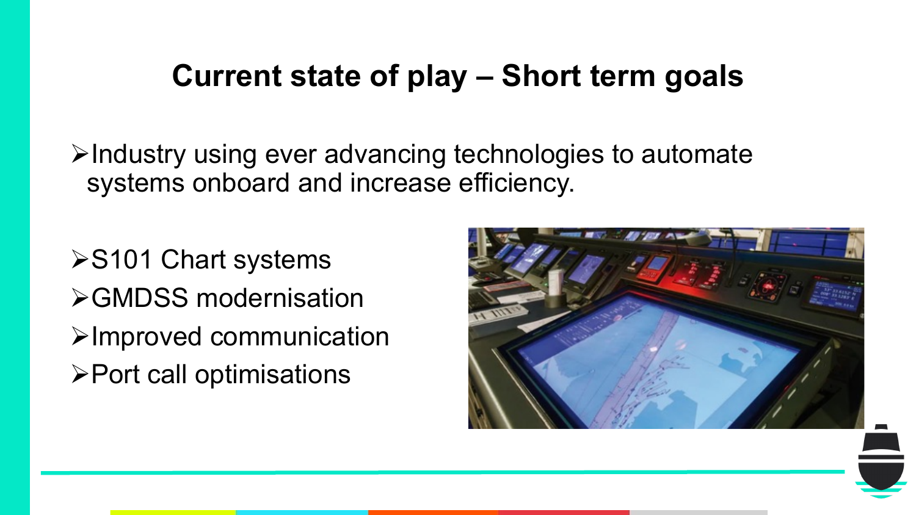# Current state of play – Short term goals

- Industry using ever advancing technologies to automate systems onboard and increase efficiency.

- S101 Chart systems
- GMDSS modernisation
- Improved communication
- Port call optimisations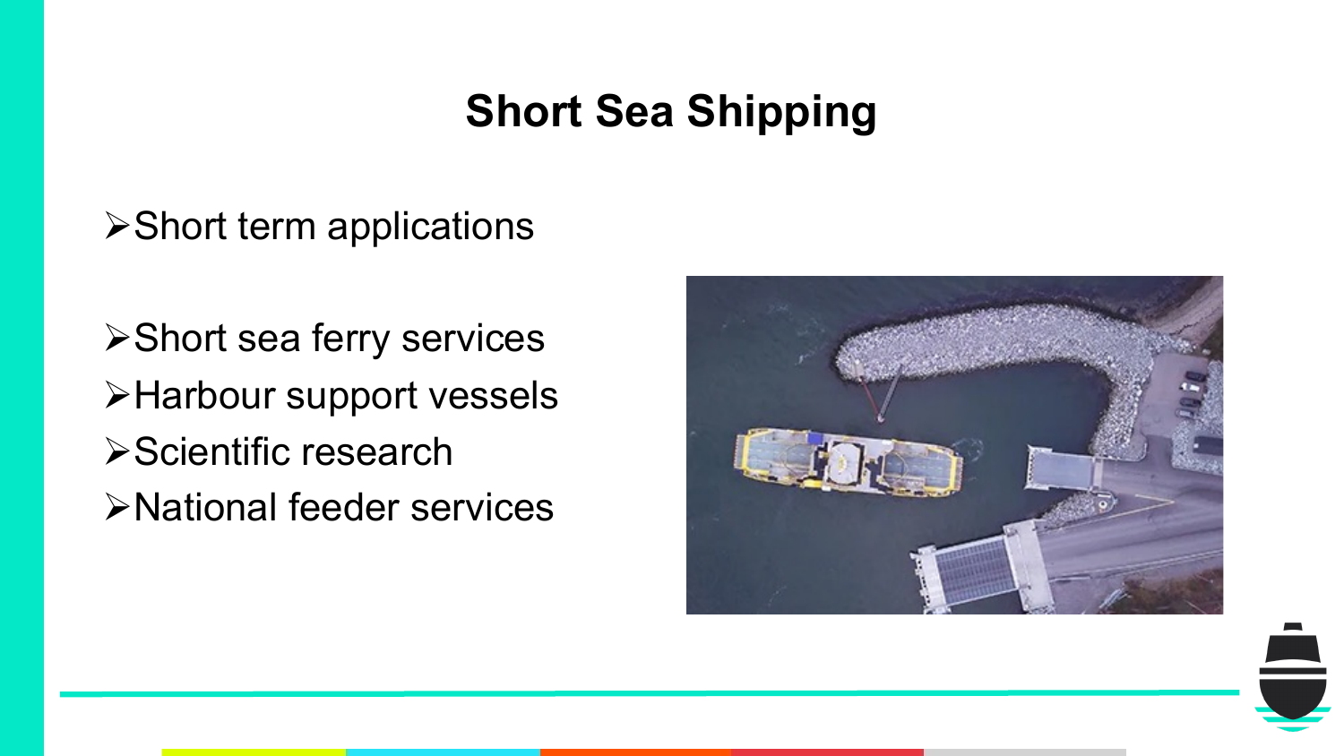# Short Sea Shipping

- Short term applications

- Short sea ferry services
- Harbour support vessels
- Scientific research
- National feeder services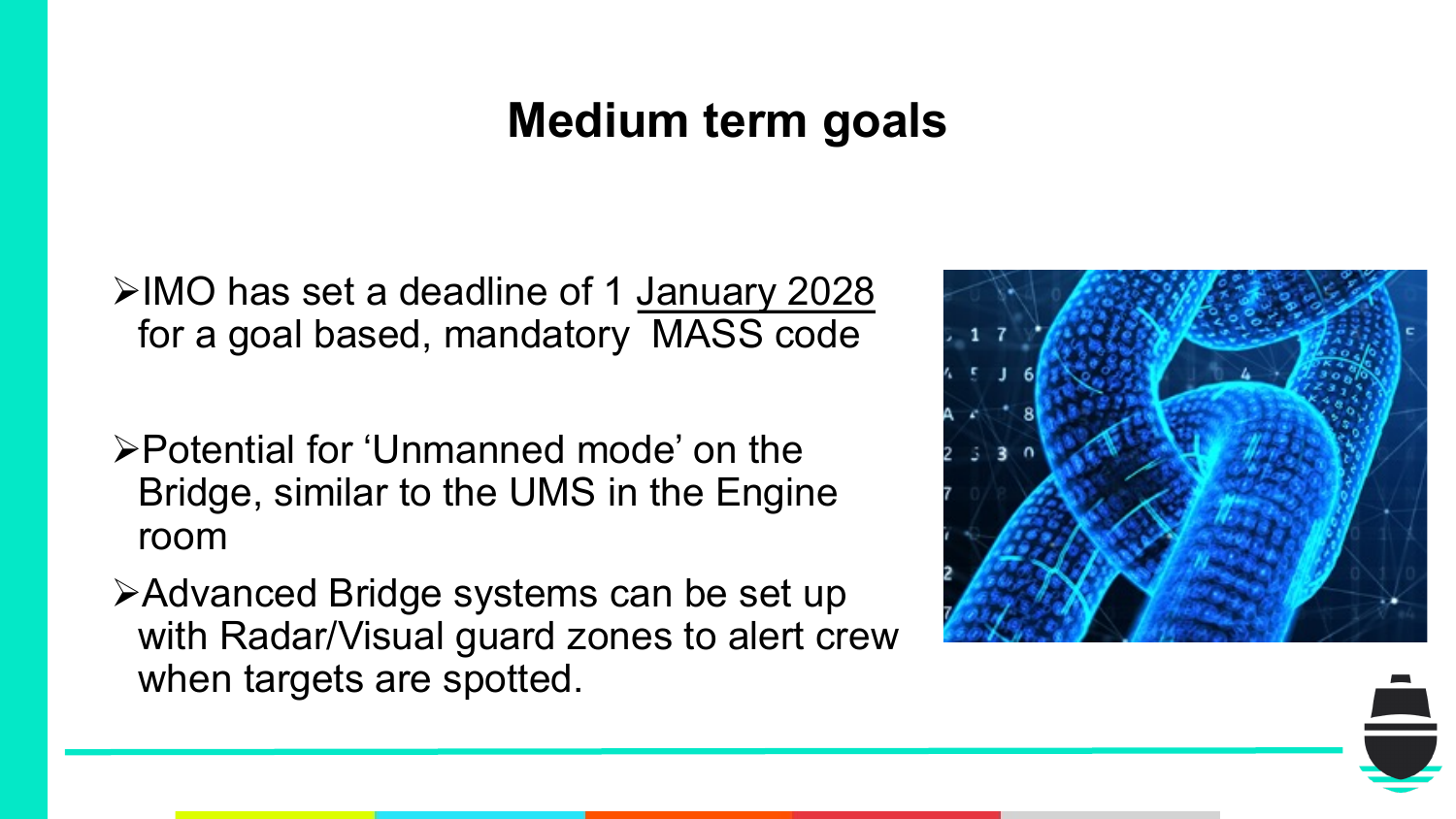# Medium term goals

- IMO has set a deadline of 1 January 2028 for a goal based, mandatory MASS code
- Potential for 'Unmanned mode' on the Bridge, similar to the UMS in the Engine room
- Advanced Bridge systems can be set up with Radar/Visual guard zones to alert crew when targets are spotted.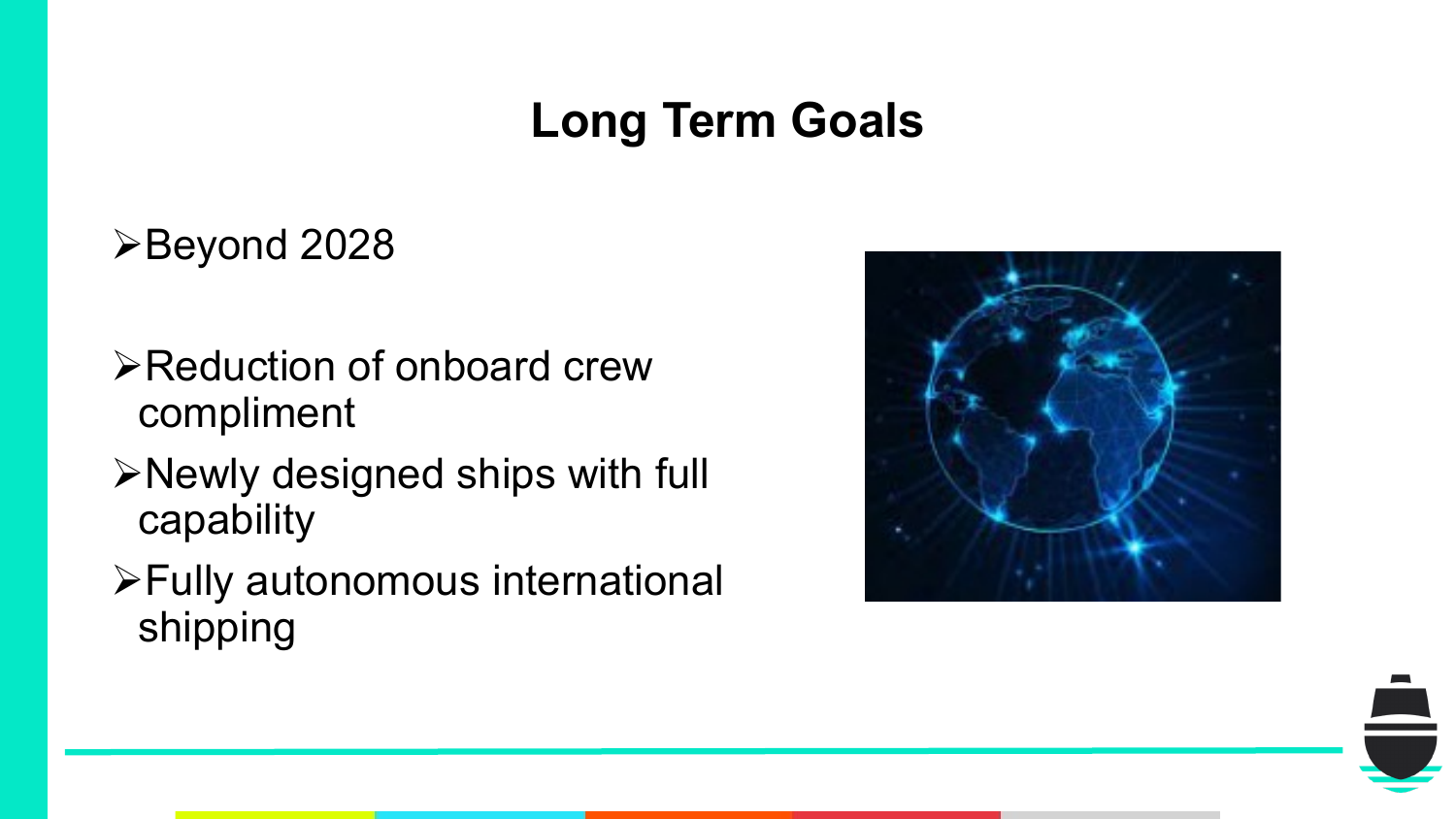# Long Term Goals

- Beyond 2028

- Reduction of onboard crew compliment
- Newly designed ships with full capability
- Fully autonomous international shipping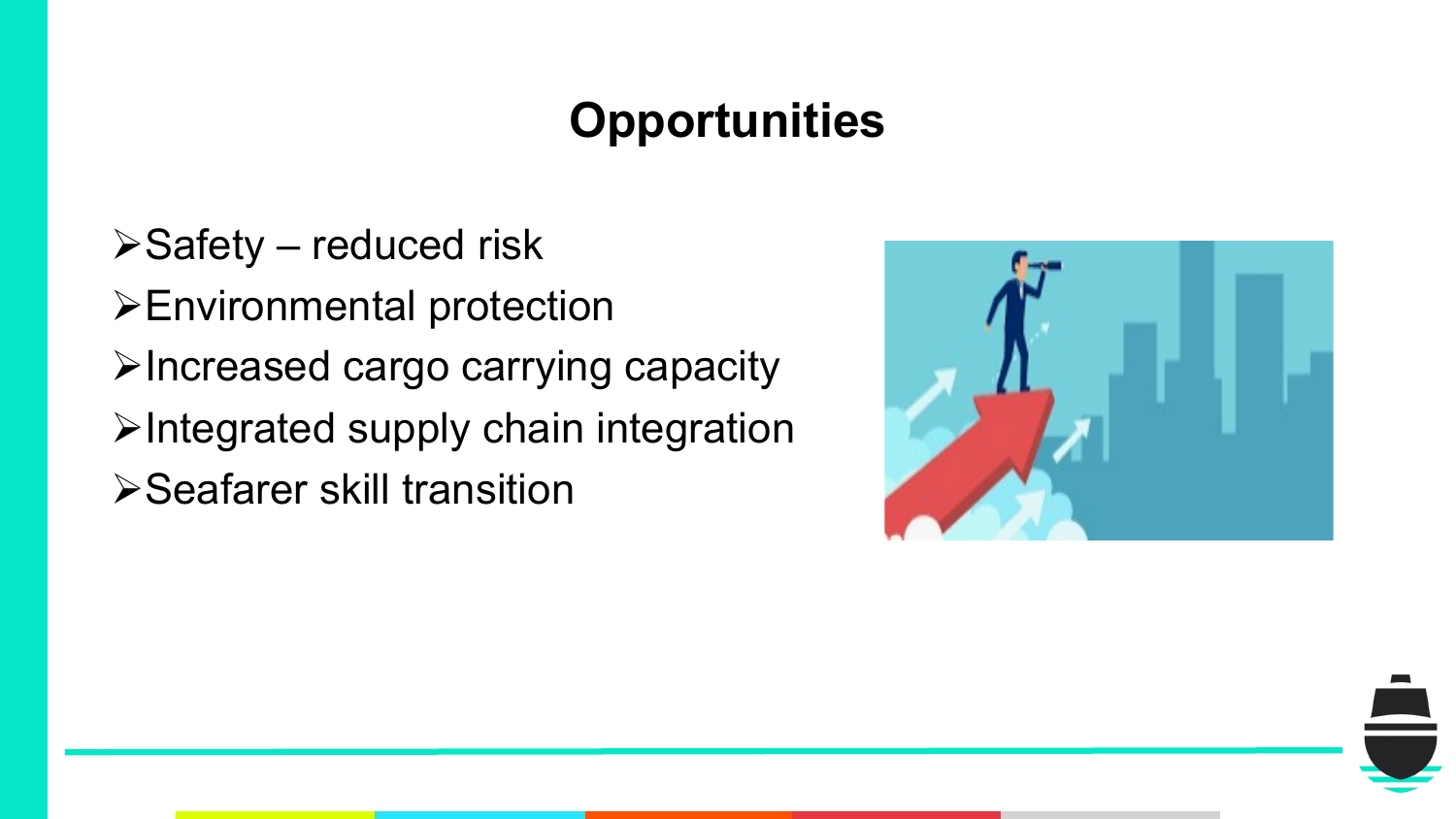# Opportunities

- Safety – reduced risk
- Environmental protection
- Increased cargo carrying capacity
- Integrated supply chain integration
- Seafarer skill transition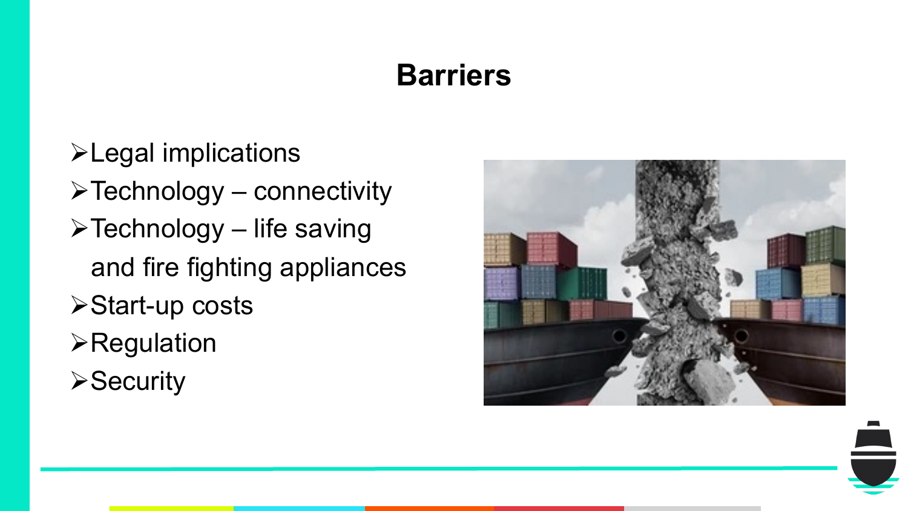# Barriers

- Legal implications
- Technology – connectivity
- Technology – life saving and fire fighting appliances
- Start-up costs
- Regulation
- Security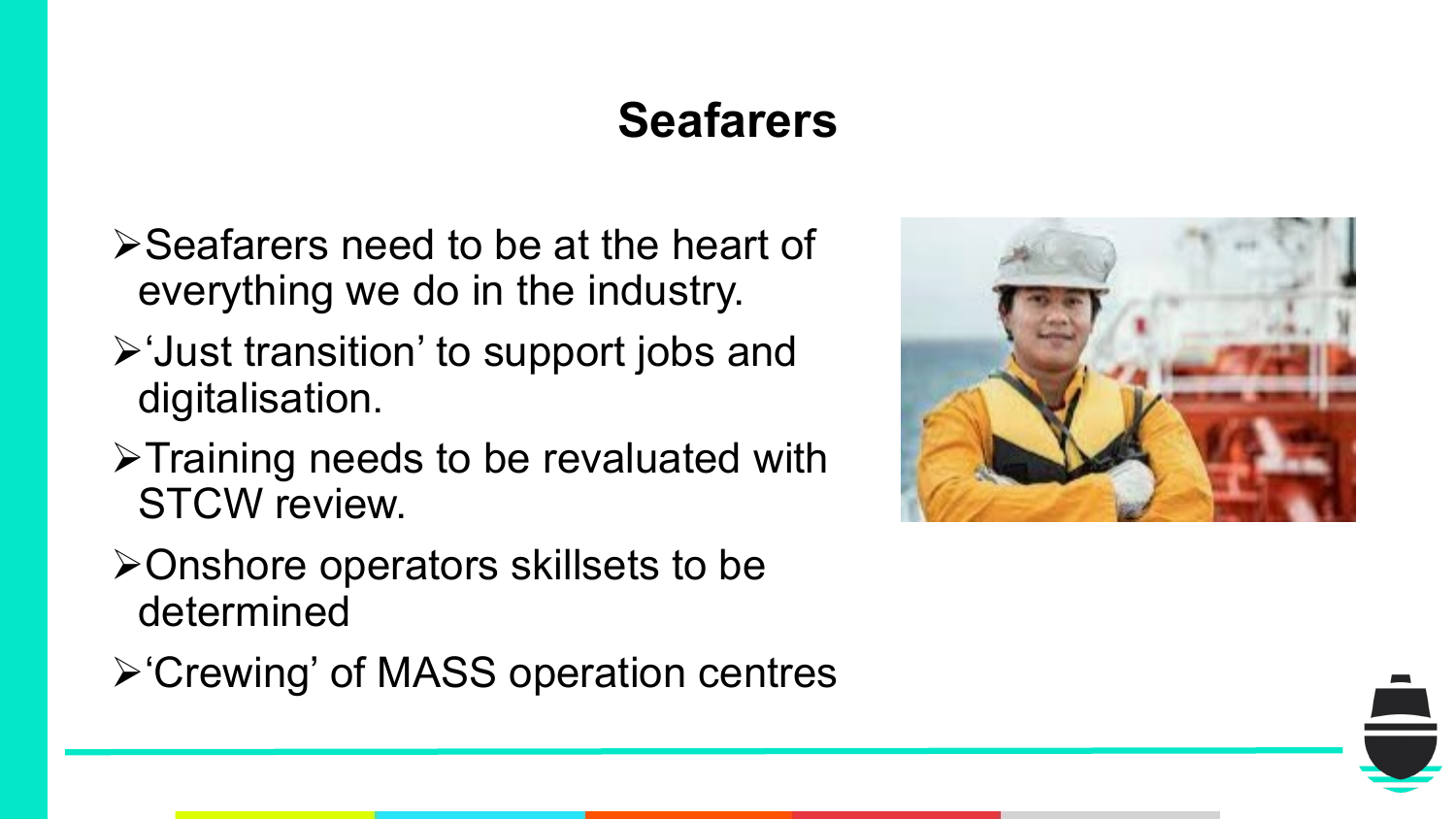# Seafarers

- Seafarers need to be at the heart of everything we do in the industry.
- 'Just transition' to support jobs and digitalisation.
- Training needs to be revaluated with STCW review.
- Onshore operators skillsets to be determined
- 'Crewing' of MASS operation centres